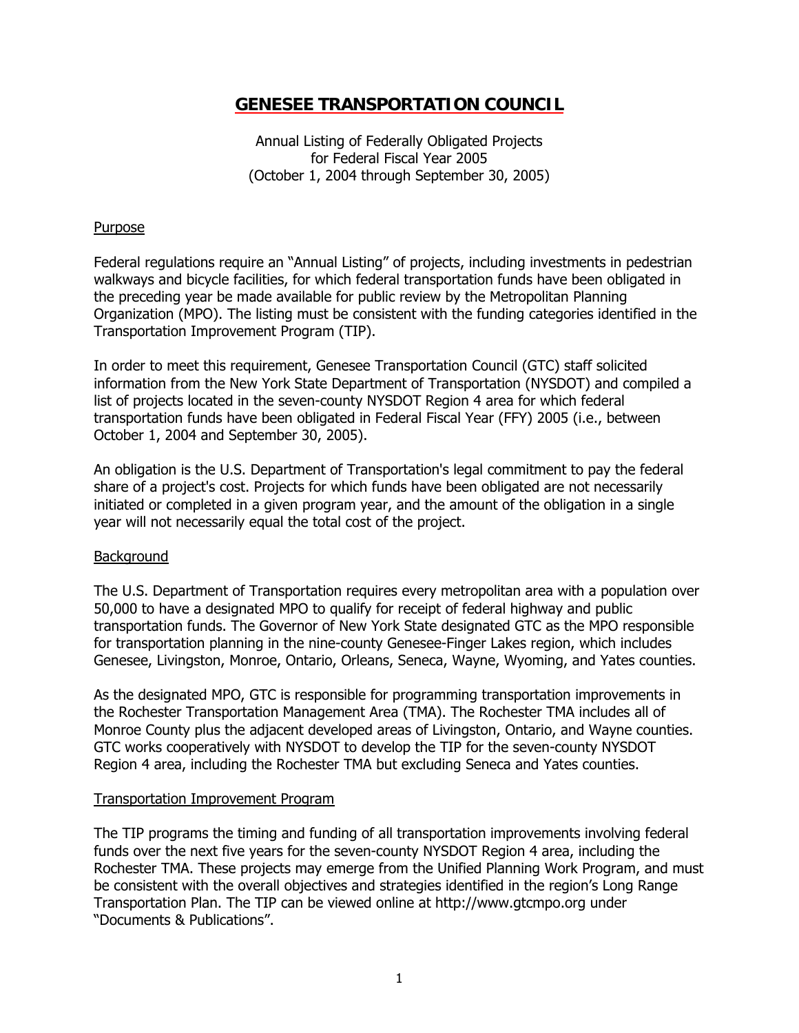# GENESEE TRANSPORTATION COUNCIL

Annual Listing of Federally Obligated Projects
for Federal Fiscal Year 2005
(October 1, 2004 through September 30, 2005)

## Purpose

Federal regulations require an "Annual Listing" of projects, including investments in pedestrian walkways and bicycle facilities, for which federal transportation funds have been obligated in the preceding year be made available for public review by the Metropolitan Planning Organization (MPO). The listing must be consistent with the funding categories identified in the Transportation Improvement Program (TIP).

In order to meet this requirement, Genesee Transportation Council (GTC) staff solicited information from the New York State Department of Transportation (NYSDOT) and compiled a list of projects located in the seven-county NYSDOT Region 4 area for which federal transportation funds have been obligated in Federal Fiscal Year (FFY) 2005 (i.e., between October 1, 2004 and September 30, 2005).

An obligation is the U.S. Department of Transportation's legal commitment to pay the federal share of a project's cost. Projects for which funds have been obligated are not necessarily initiated or completed in a given program year, and the amount of the obligation in a single year will not necessarily equal the total cost of the project.

## Background

The U.S. Department of Transportation requires every metropolitan area with a population over 50,000 to have a designated MPO to qualify for receipt of federal highway and public transportation funds. The Governor of New York State designated GTC as the MPO responsible for transportation planning in the nine-county Genesee-Finger Lakes region, which includes Genesee, Livingston, Monroe, Ontario, Orleans, Seneca, Wayne, Wyoming, and Yates counties.

As the designated MPO, GTC is responsible for programming transportation improvements in the Rochester Transportation Management Area (TMA). The Rochester TMA includes all of Monroe County plus the adjacent developed areas of Livingston, Ontario, and Wayne counties. GTC works cooperatively with NYSDOT to develop the TIP for the seven-county NYSDOT Region 4 area, including the Rochester TMA but excluding Seneca and Yates counties.

## Transportation Improvement Program

The TIP programs the timing and funding of all transportation improvements involving federal funds over the next five years for the seven-county NYSDOT Region 4 area, including the Rochester TMA. These projects may emerge from the Unified Planning Work Program, and must be consistent with the overall objectives and strategies identified in the region's Long Range Transportation Plan. The TIP can be viewed online at http://www.gtcmpo.org under "Documents & Publications".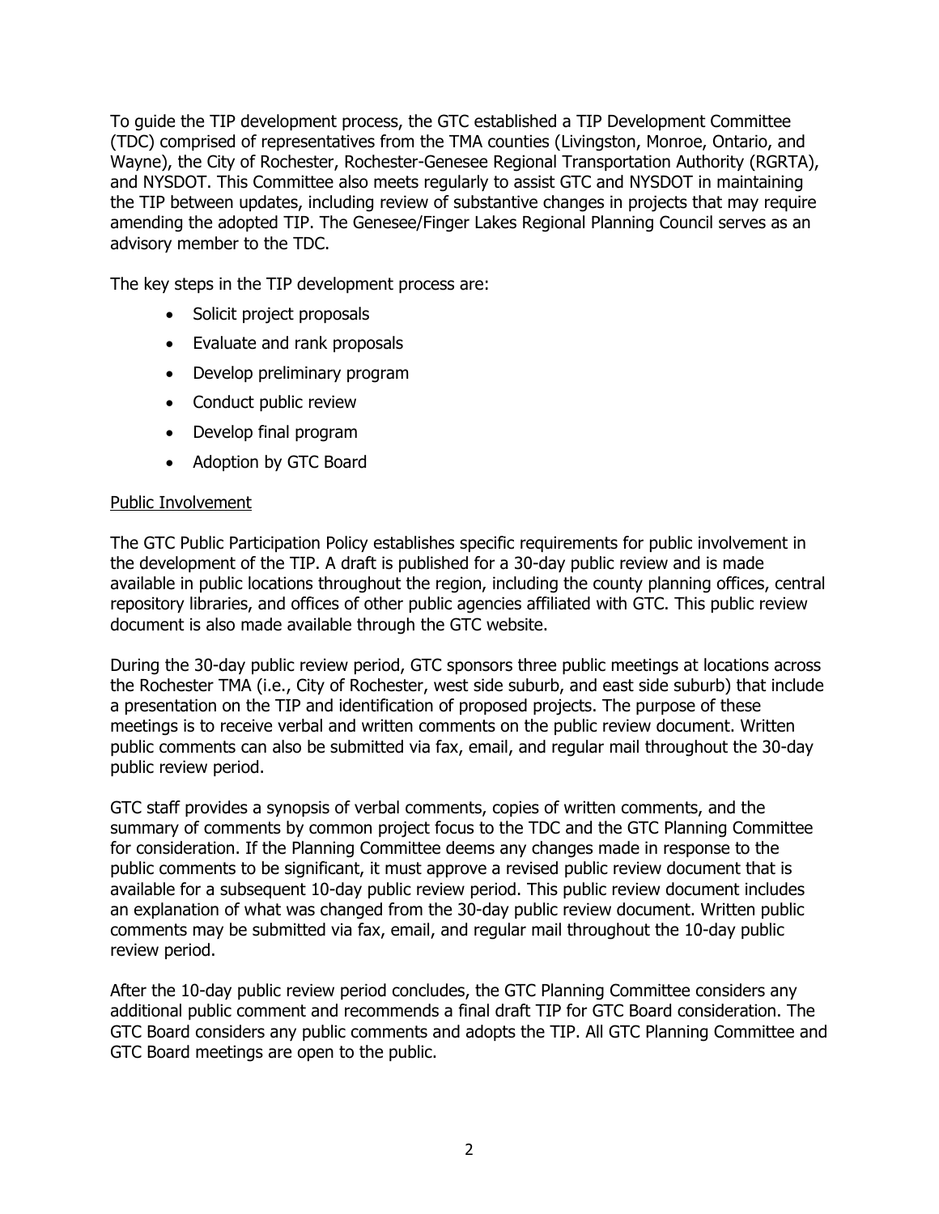To guide the TIP development process, the GTC established a TIP Development Committee (TDC) comprised of representatives from the TMA counties (Livingston, Monroe, Ontario, and Wayne), the City of Rochester, Rochester-Genesee Regional Transportation Authority (RGRTA), and NYSDOT. This Committee also meets regularly to assist GTC and NYSDOT in maintaining the TIP between updates, including review of substantive changes in projects that may require amending the adopted TIP. The Genesee/Finger Lakes Regional Planning Council serves as an advisory member to the TDC.

The key steps in the TIP development process are:

- Solicit project proposals
- Evaluate and rank proposals
- Develop preliminary program
- Conduct public review
- Develop final program
- Adoption by GTC Board

<u>Public Involvement</u>

The GTC Public Participation Policy establishes specific requirements for public involvement in the development of the TIP. A draft is published for a 30-day public review and is made available in public locations throughout the region, including the county planning offices, central repository libraries, and offices of other public agencies affiliated with GTC. This public review document is also made available through the GTC website.

During the 30-day public review period, GTC sponsors three public meetings at locations across the Rochester TMA (i.e., City of Rochester, west side suburb, and east side suburb) that include a presentation on the TIP and identification of proposed projects. The purpose of these meetings is to receive verbal and written comments on the public review document. Written public comments can also be submitted via fax, email, and regular mail throughout the 30-day public review period.

GTC staff provides a synopsis of verbal comments, copies of written comments, and the summary of comments by common project focus to the TDC and the GTC Planning Committee for consideration. If the Planning Committee deems any changes made in response to the public comments to be significant, it must approve a revised public review document that is available for a subsequent 10-day public review period. This public review document includes an explanation of what was changed from the 30-day public review document. Written public comments may be submitted via fax, email, and regular mail throughout the 10-day public review period.

After the 10-day public review period concludes, the GTC Planning Committee considers any additional public comment and recommends a final draft TIP for GTC Board consideration. The GTC Board considers any public comments and adopts the TIP. All GTC Planning Committee and GTC Board meetings are open to the public.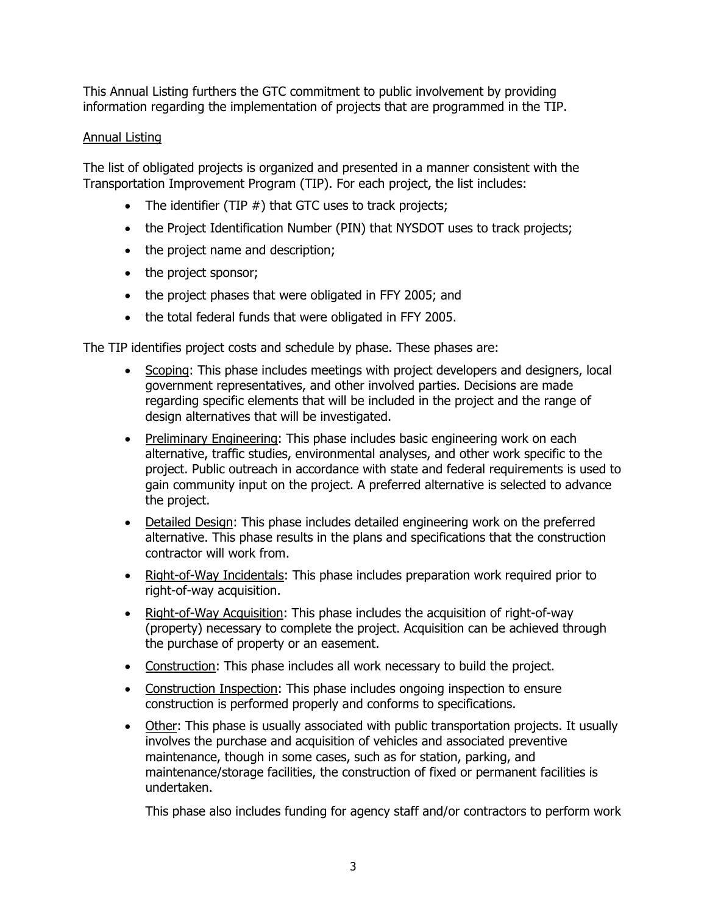This Annual Listing furthers the GTC commitment to public involvement by providing information regarding the implementation of projects that are programmed in the TIP.

## Annual Listing

The list of obligated projects is organized and presented in a manner consistent with the Transportation Improvement Program (TIP). For each project, the list includes:

- The identifier (TIP #) that GTC uses to track projects;
- the Project Identification Number (PIN) that NYSDOT uses to track projects;
- the project name and description;
- the project sponsor;
- the project phases that were obligated in FFY 2005; and
- the total federal funds that were obligated in FFY 2005.

The TIP identifies project costs and schedule by phase. These phases are:

- Scoping: This phase includes meetings with project developers and designers, local government representatives, and other involved parties. Decisions are made regarding specific elements that will be included in the project and the range of design alternatives that will be investigated.
- Preliminary Engineering: This phase includes basic engineering work on each alternative, traffic studies, environmental analyses, and other work specific to the project. Public outreach in accordance with state and federal requirements is used to gain community input on the project. A preferred alternative is selected to advance the project.
- Detailed Design: This phase includes detailed engineering work on the preferred alternative. This phase results in the plans and specifications that the construction contractor will work from.
- Right-of-Way Incidentals: This phase includes preparation work required prior to right-of-way acquisition.
- Right-of-Way Acquisition: This phase includes the acquisition of right-of-way (property) necessary to complete the project. Acquisition can be achieved through the purchase of property or an easement.
- Construction: This phase includes all work necessary to build the project.
- Construction Inspection: This phase includes ongoing inspection to ensure construction is performed properly and conforms to specifications.
- Other: This phase is usually associated with public transportation projects. It usually involves the purchase and acquisition of vehicles and associated preventive maintenance, though in some cases, such as for station, parking, and maintenance/storage facilities, the construction of fixed or permanent facilities is undertaken.

  This phase also includes funding for agency staff and/or contractors to perform work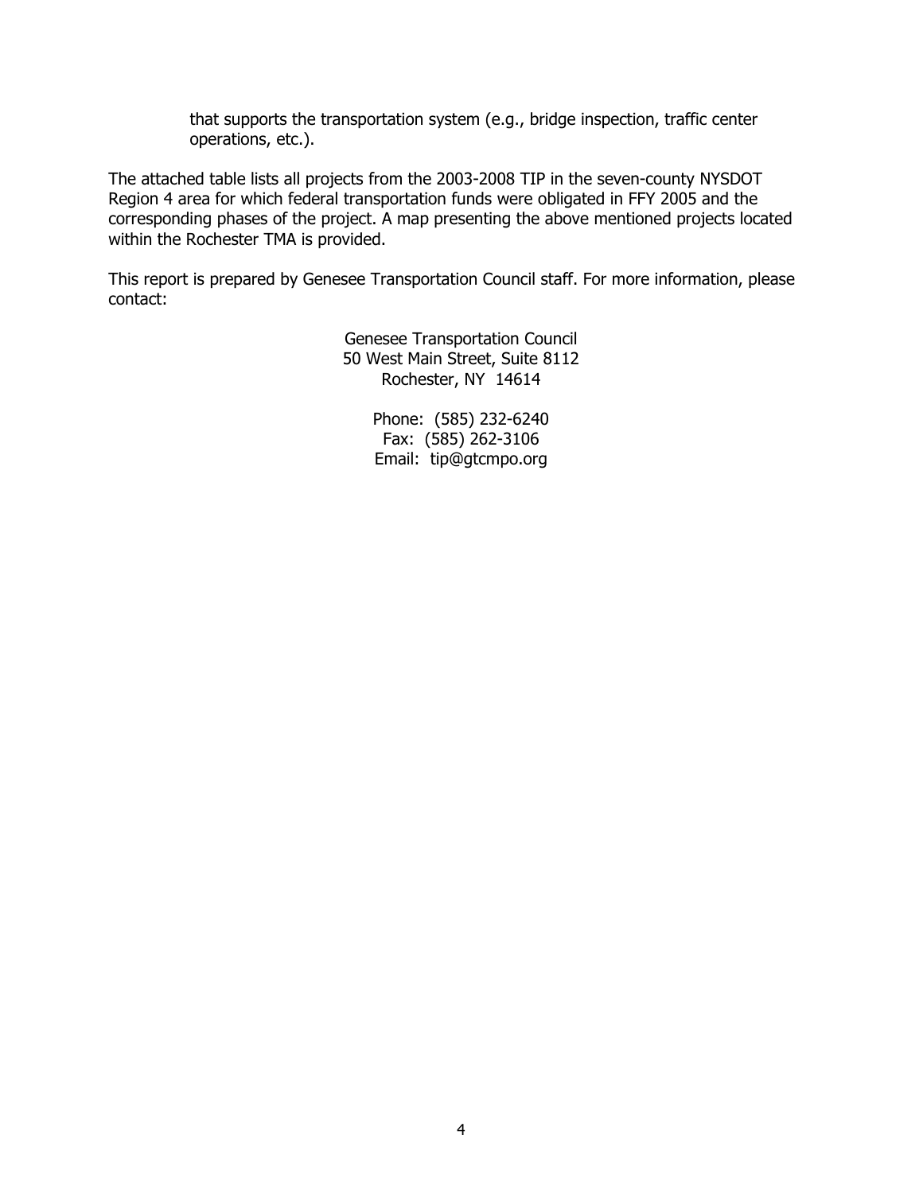that supports the transportation system (e.g., bridge inspection, traffic center operations, etc.).

The attached table lists all projects from the 2003-2008 TIP in the seven-county NYSDOT Region 4 area for which federal transportation funds were obligated in FFY 2005 and the corresponding phases of the project. A map presenting the above mentioned projects located within the Rochester TMA is provided.

This report is prepared by Genesee Transportation Council staff. For more information, please contact:

Genesee Transportation Council
50 West Main Street, Suite 8112
Rochester, NY 14614

Phone: (585) 232-6240
Fax: (585) 262-3106
Email: tip@gtcmpo.org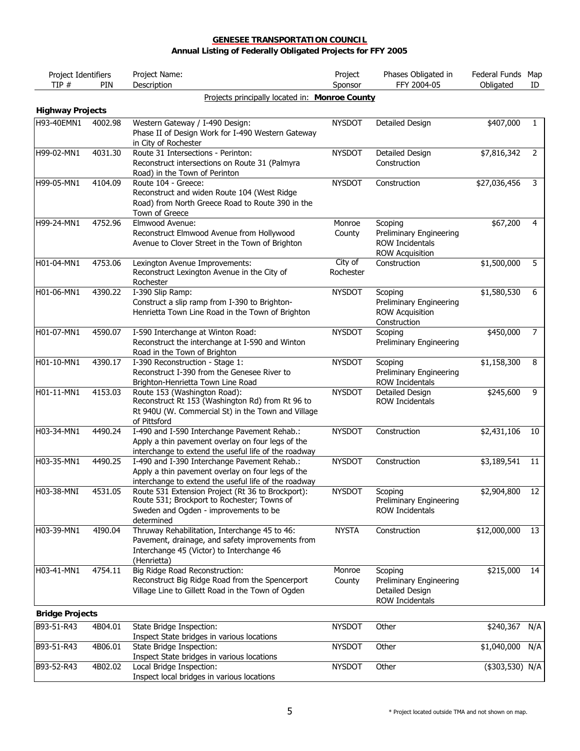**GENESEE TRANSPORTATION COUNCIL**
**Annual Listing of Federally Obligated Projects for FFY 2005**

| Project Identifiers TIP # | PIN | Project Name: Description | Project Sponsor | Phases Obligated in FFY 2004-05 | Federal Funds Obligated | Map ID |
|---|---|---|---|---|---|---|
| | | Projects principally located in: **Monroe County** | | | | |
| **Highway Projects** | | | | | | |
| H93-40EMN1 | 4002.98 | Western Gateway / I-490 Design: Phase II of Design Work for I-490 Western Gateway in City of Rochester | NYSDOT | Detailed Design | $407,000 | 1 |
| H99-02-MN1 | 4031.30 | Route 31 Intersections - Perinton: Reconstruct intersections on Route 31 (Palmyra Road) in the Town of Perinton | NYSDOT | Detailed Design<br>Construction | $7,816,342 | 2 |
| H99-05-MN1 | 4104.09 | Route 104 - Greece: Reconstruct and widen Route 104 (West Ridge Road) from North Greece Road to Route 390 in the Town of Greece | NYSDOT | Construction | $27,036,456 | 3 |
| H99-24-MN1 | 4752.96 | Elmwood Avenue: Reconstruct Elmwood Avenue from Hollywood Avenue to Clover Street in the Town of Brighton | Monroe County | Scoping<br>Preliminary Engineering<br>ROW Incidentals<br>ROW Acquisition | $67,200 | 4 |
| H01-04-MN1 | 4753.06 | Lexington Avenue Improvements: Reconstruct Lexington Avenue in the City of Rochester | City of Rochester | Construction | $1,500,000 | 5 |
| H01-06-MN1 | 4390.22 | I-390 Slip Ramp: Construct a slip ramp from I-390 to Brighton-Henrietta Town Line Road in the Town of Brighton | NYSDOT | Scoping<br>Preliminary Engineering<br>ROW Acquisition<br>Construction | $1,580,530 | 6 |
| H01-07-MN1 | 4590.07 | I-590 Interchange at Winton Road: Reconstruct the interchange at I-590 and Winton Road in the Town of Brighton | NYSDOT | Scoping<br>Preliminary Engineering | $450,000 | 7 |
| H01-10-MN1 | 4390.17 | I-390 Reconstruction - Stage 1: Reconstruct I-390 from the Genesee River to Brighton-Henrietta Town Line Road | NYSDOT | Scoping<br>Preliminary Engineering<br>ROW Incidentals | $1,158,300 | 8 |
| H01-11-MN1 | 4153.03 | Route 153 (Washington Road): Reconstruct Rt 153 (Washington Rd) from Rt 96 to Rt 940U (W. Commercial St) in the Town and Village of Pittsford | NYSDOT | Detailed Design<br>ROW Incidentals | $245,600 | 9 |
| H03-34-MN1 | 4490.24 | I-490 and I-590 Interchange Pavement Rehab.: Apply a thin pavement overlay on four legs of the interchange to extend the useful life of the roadway | NYSDOT | Construction | $2,431,106 | 10 |
| H03-35-MN1 | 4490.25 | I-490 and I-390 Interchange Pavement Rehab.: Apply a thin pavement overlay on four legs of the interchange to extend the useful life of the roadway | NYSDOT | Construction | $3,189,541 | 11 |
| H03-38-MNI | 4531.05 | Route 531 Extension Project (Rt 36 to Brockport): Route 531; Brockport to Rochester; Towns of Sweden and Ogden - improvements to be determined | NYSDOT | Scoping<br>Preliminary Engineering<br>ROW Incidentals | $2,904,800 | 12 |
| H03-39-MN1 | 4I90.04 | Thruway Rehabilitation, Interchange 45 to 46: Pavement, drainage, and safety improvements from Interchange 45 (Victor) to Interchange 46 (Henrietta) | NYSTA | Construction | $12,000,000 | 13 |
| H03-41-MN1 | 4754.11 | Big Ridge Road Reconstruction: Reconstruct Big Ridge Road from the Spencerport Village Line to Gillett Road in the Town of Ogden | Monroe County | Scoping<br>Preliminary Engineering<br>Detailed Design<br>ROW Incidentals | $215,000 | 14 |
| **Bridge Projects** | | | | | | |
| B93-51-R43 | 4B04.01 | State Bridge Inspection: Inspect State bridges in various locations | NYSDOT | Other | $240,367 | N/A |
| B93-51-R43 | 4B06.01 | State Bridge Inspection: Inspect State bridges in various locations | NYSDOT | Other | $1,040,000 | N/A |
| B93-52-R43 | 4B02.02 | Local Bridge Inspection: Inspect local bridges in various locations | NYSDOT | Other | ($303,530) | N/A |

\* Project located outside TMA and not shown on map.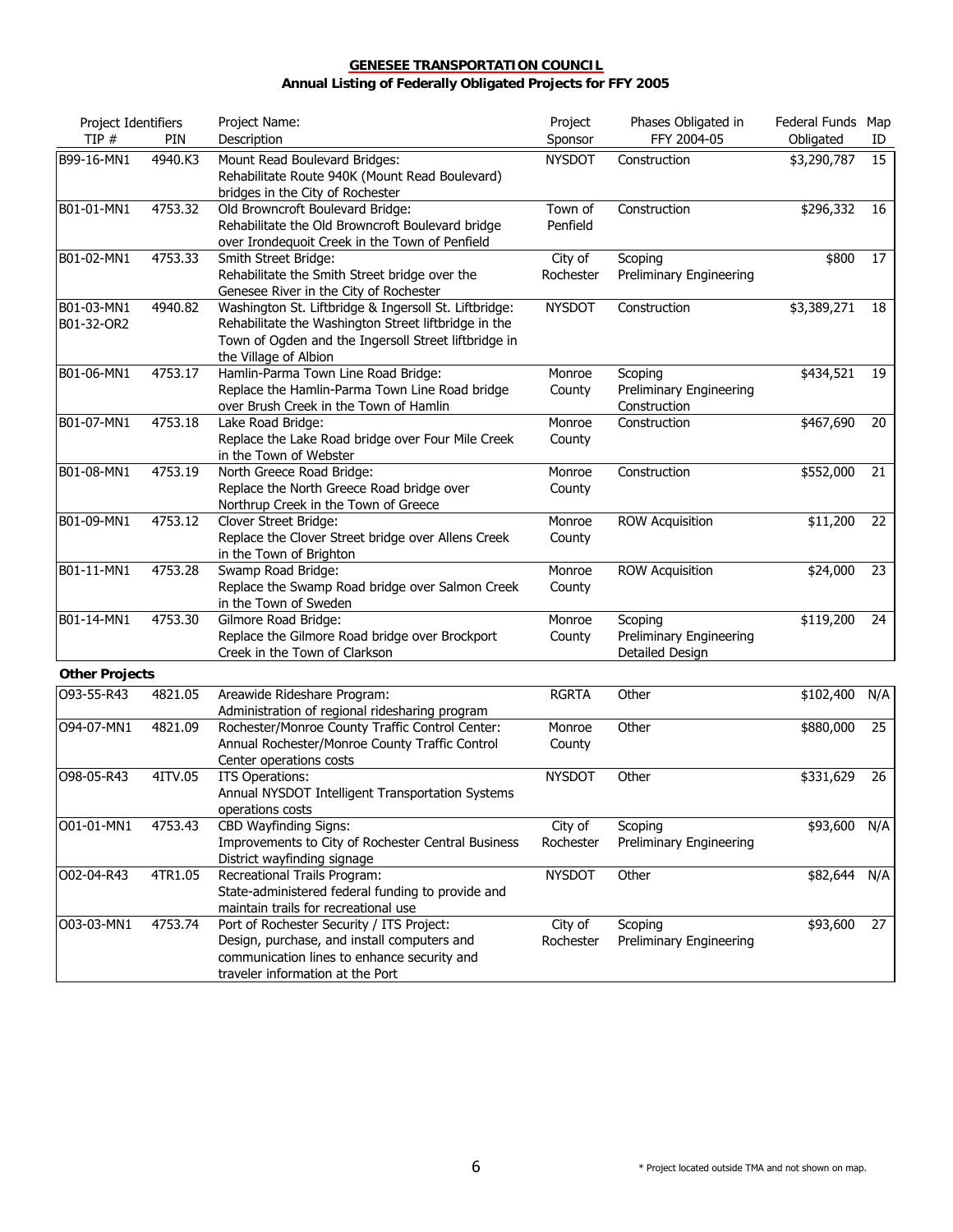**GENESEE TRANSPORTATION COUNCIL**

**Annual Listing of Federally Obligated Projects for FFY 2005**

| Project Identifiers TIP # | PIN | Project Name: Description | Project Sponsor | Phases Obligated in FFY 2004-05 | Federal Funds Obligated | Map ID |
|---|---|---|---|---|---|---|
| B99-16-MN1 | 4940.K3 | Mount Read Boulevard Bridges: Rehabilitate Route 940K (Mount Read Boulevard) bridges in the City of Rochester | NYSDOT | Construction | $3,290,787 | 15 |
| B01-01-MN1 | 4753.32 | Old Browncroft Boulevard Bridge: Rehabilitate the Old Browncroft Boulevard bridge over Irondequoit Creek in the Town of Penfield | Town of Penfield | Construction | $296,332 | 16 |
| B01-02-MN1 | 4753.33 | Smith Street Bridge: Rehabilitate the Smith Street bridge over the Genesee River in the City of Rochester | City of Rochester | Scoping<br>Preliminary Engineering | $800 | 17 |
| B01-03-MN1<br>B01-32-OR2 | 4940.82 | Washington St. Liftbridge & Ingersoll St. Liftbridge: Rehabilitate the Washington Street liftbridge in the Town of Ogden and the Ingersoll Street liftbridge in the Village of Albion | NYSDOT | Construction | $3,389,271 | 18 |
| B01-06-MN1 | 4753.17 | Hamlin-Parma Town Line Road Bridge: Replace the Hamlin-Parma Town Line Road bridge over Brush Creek in the Town of Hamlin | Monroe County | Scoping<br>Preliminary Engineering<br>Construction | $434,521 | 19 |
| B01-07-MN1 | 4753.18 | Lake Road Bridge: Replace the Lake Road bridge over Four Mile Creek in the Town of Webster | Monroe County | Construction | $467,690 | 20 |
| B01-08-MN1 | 4753.19 | North Greece Road Bridge: Replace the North Greece Road bridge over Northrup Creek in the Town of Greece | Monroe County | Construction | $552,000 | 21 |
| B01-09-MN1 | 4753.12 | Clover Street Bridge: Replace the Clover Street bridge over Allens Creek in the Town of Brighton | Monroe County | ROW Acquisition | $11,200 | 22 |
| B01-11-MN1 | 4753.28 | Swamp Road Bridge: Replace the Swamp Road bridge over Salmon Creek in the Town of Sweden | Monroe County | ROW Acquisition | $24,000 | 23 |
| B01-14-MN1 | 4753.30 | Gilmore Road Bridge: Replace the Gilmore Road bridge over Brockport Creek in the Town of Clarkson | Monroe County | Scoping<br>Preliminary Engineering<br>Detailed Design | $119,200 | 24 |
| **Other Projects** | | | | | | |
| O93-55-R43 | 4821.05 | Areawide Rideshare Program: Administration of regional ridesharing program | RGRTA | Other | $102,400 | N/A |
| O94-07-MN1 | 4821.09 | Rochester/Monroe County Traffic Control Center: Annual Rochester/Monroe County Traffic Control Center operations costs | Monroe County | Other | $880,000 | 25 |
| O98-05-R43 | 4ITV.05 | ITS Operations: Annual NYSDOT Intelligent Transportation Systems operations costs | NYSDOT | Other | $331,629 | 26 |
| O01-01-MN1 | 4753.43 | CBD Wayfinding Signs: Improvements to City of Rochester Central Business District wayfinding signage | City of Rochester | Scoping<br>Preliminary Engineering | $93,600 | N/A |
| O02-04-R43 | 4TR1.05 | Recreational Trails Program: State-administered federal funding to provide and maintain trails for recreational use | NYSDOT | Other | $82,644 | N/A |
| O03-03-MN1 | 4753.74 | Port of Rochester Security / ITS Project: Design, purchase, and install computers and communication lines to enhance security and traveler information at the Port | City of Rochester | Scoping<br>Preliminary Engineering | $93,600 | 27 |

\* Project located outside TMA and not shown on map.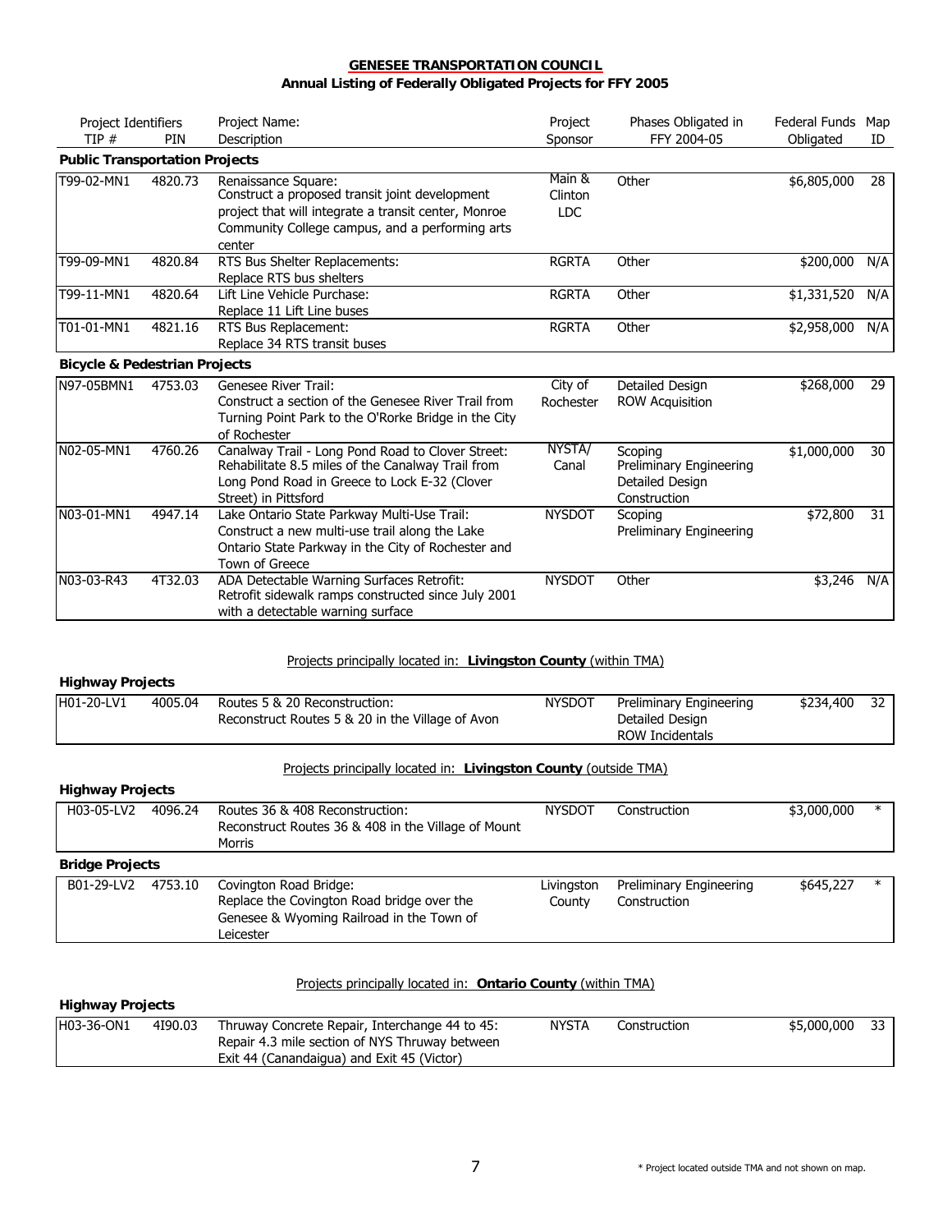**GENESEE TRANSPORTATION COUNCIL**
**Annual Listing of Federally Obligated Projects for FFY 2005**

| Project Identifiers TIP # | PIN | Project Name: Description | Project Sponsor | Phases Obligated in FFY 2004-05 | Federal Funds Obligated | Map ID |
|---|---|---|---|---|---|---|
| **Public Transportation Projects** | | | | | | |
| T99-02-MN1 | 4820.73 | Renaissance Square: Construct a proposed transit joint development project that will integrate a transit center, Monroe Community College campus, and a performing arts center | Main & Clinton LDC | Other | $6,805,000 | 28 |
| T99-09-MN1 | 4820.84 | RTS Bus Shelter Replacements: Replace RTS bus shelters | RGRTA | Other | $200,000 | N/A |
| T99-11-MN1 | 4820.64 | Lift Line Vehicle Purchase: Replace 11 Lift Line buses | RGRTA | Other | $1,331,520 | N/A |
| T01-01-MN1 | 4821.16 | RTS Bus Replacement: Replace 34 RTS transit buses | RGRTA | Other | $2,958,000 | N/A |
| **Bicycle & Pedestrian Projects** | | | | | | |
| N97-05BMN1 | 4753.03 | Genesee River Trail: Construct a section of the Genesee River Trail from Turning Point Park to the O'Rorke Bridge in the City of Rochester | City of Rochester | Detailed Design, ROW Acquisition | $268,000 | 29 |
| N02-05-MN1 | 4760.26 | Canalway Trail - Long Pond Road to Clover Street: Rehabilitate 8.5 miles of the Canalway Trail from Long Pond Road in Greece to Lock E-32 (Clover Street) in Pittsford | NYSTA/ Canal | Scoping, Preliminary Engineering, Detailed Design, Construction | $1,000,000 | 30 |
| N03-01-MN1 | 4947.14 | Lake Ontario State Parkway Multi-Use Trail: Construct a new multi-use trail along the Lake Ontario State Parkway in the City of Rochester and Town of Greece | NYSDOT | Scoping, Preliminary Engineering | $72,800 | 31 |
| N03-03-R43 | 4T32.03 | ADA Detectable Warning Surfaces Retrofit: Retrofit sidewalk ramps constructed since July 2001 with a detectable warning surface | NYSDOT | Other | $3,246 | N/A |

Projects principally located in: **Livingston County** (within TMA)

| TIP # | PIN | Project Name: Description | Project Sponsor | Phases Obligated in FFY 2004-05 | Federal Funds Obligated | Map ID |
|---|---|---|---|---|---|---|
| **Highway Projects** | | | | | | |
| H01-20-LV1 | 4005.04 | Routes 5 & 20 Reconstruction: Reconstruct Routes 5 & 20 in the Village of Avon | NYSDOT | Preliminary Engineering, Detailed Design, ROW Incidentals | $234,400 | 32 |

Projects principally located in: **Livingston County** (outside TMA)

| TIP # | PIN | Project Name: Description | Project Sponsor | Phases Obligated in FFY 2004-05 | Federal Funds Obligated | Map ID |
|---|---|---|---|---|---|---|
| **Highway Projects** | | | | | | |
| H03-05-LV2 | 4096.24 | Routes 36 & 408 Reconstruction: Reconstruct Routes 36 & 408 in the Village of Mount Morris | NYSDOT | Construction | $3,000,000 | * |
| **Bridge Projects** | | | | | | |
| B01-29-LV2 | 4753.10 | Covington Road Bridge: Replace the Covington Road bridge over the Genesee & Wyoming Railroad in the Town of Leicester | Livingston County | Preliminary Engineering, Construction | $645,227 | * |

Projects principally located in: **Ontario County** (within TMA)

| TIP # | PIN | Project Name: Description | Project Sponsor | Phases Obligated in FFY 2004-05 | Federal Funds Obligated | Map ID |
|---|---|---|---|---|---|---|
| **Highway Projects** | | | | | | |
| H03-36-ON1 | 4I90.03 | Thruway Concrete Repair, Interchange 44 to 45: Repair 4.3 mile section of NYS Thruway between Exit 44 (Canandaigua) and Exit 45 (Victor) | NYSTA | Construction | $5,000,000 | 33 |

\* Project located outside TMA and not shown on map.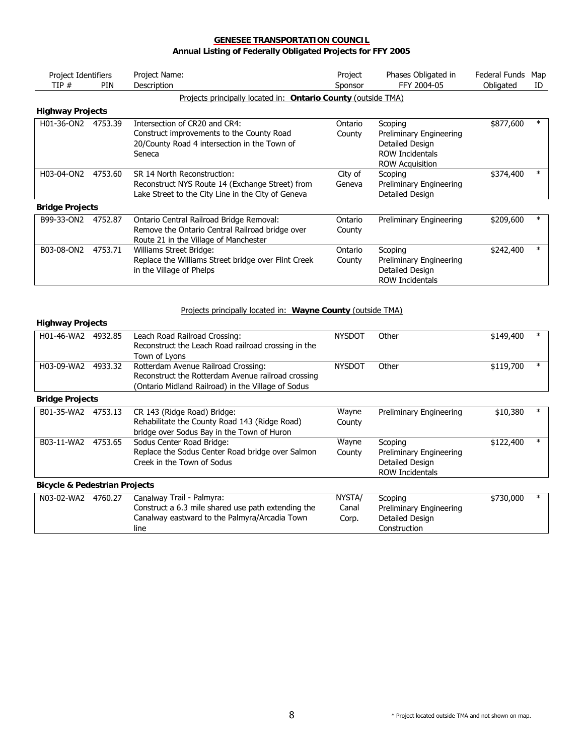**GENESEE TRANSPORTATION COUNCIL**
**Annual Listing of Federally Obligated Projects for FFY 2005**

Projects principally located in: **Ontario County** (outside TMA)

**Highway Projects**

| Project Identifiers TIP # | PIN | Project Name: Description | Project Sponsor | Phases Obligated in FFY 2004-05 | Federal Funds Obligated | Map ID |
|---|---|---|---|---|---|---|
| H01-36-ON2 | 4753.39 | Intersection of CR20 and CR4: Construct improvements to the County Road 20/County Road 4 intersection in the Town of Seneca | Ontario County | Scoping, Preliminary Engineering, Detailed Design, ROW Incidentals, ROW Acquisition | $877,600 | * |
| H03-04-ON2 | 4753.60 | SR 14 North Reconstruction: Reconstruct NYS Route 14 (Exchange Street) from Lake Street to the City Line in the City of Geneva | City of Geneva | Scoping, Preliminary Engineering, Detailed Design | $374,400 | * |

**Bridge Projects**

| Project Identifiers TIP # | PIN | Project Name: Description | Project Sponsor | Phases Obligated in FFY 2004-05 | Federal Funds Obligated | Map ID |
|---|---|---|---|---|---|---|
| B99-33-ON2 | 4752.87 | Ontario Central Railroad Bridge Removal: Remove the Ontario Central Railroad bridge over Route 21 in the Village of Manchester | Ontario County | Preliminary Engineering | $209,600 | * |
| B03-08-ON2 | 4753.71 | Williams Street Bridge: Replace the Williams Street bridge over Flint Creek in the Village of Phelps | Ontario County | Scoping, Preliminary Engineering, Detailed Design, ROW Incidentals | $242,400 | * |

Projects principally located in: **Wayne County** (outside TMA)

**Highway Projects**

| Project Identifiers TIP # | PIN | Project Name: Description | Project Sponsor | Phases Obligated in FFY 2004-05 | Federal Funds Obligated | Map ID |
|---|---|---|---|---|---|---|
| H01-46-WA2 | 4932.85 | Leach Road Railroad Crossing: Reconstruct the Leach Road railroad crossing in the Town of Lyons | NYSDOT | Other | $149,400 | * |
| H03-09-WA2 | 4933.32 | Rotterdam Avenue Railroad Crossing: Reconstruct the Rotterdam Avenue railroad crossing (Ontario Midland Railroad) in the Village of Sodus | NYSDOT | Other | $119,700 | * |

**Bridge Projects**

| Project Identifiers TIP # | PIN | Project Name: Description | Project Sponsor | Phases Obligated in FFY 2004-05 | Federal Funds Obligated | Map ID |
|---|---|---|---|---|---|---|
| B01-35-WA2 | 4753.13 | CR 143 (Ridge Road) Bridge: Rehabilitate the County Road 143 (Ridge Road) bridge over Sodus Bay in the Town of Huron | Wayne County | Preliminary Engineering | $10,380 | * |
| B03-11-WA2 | 4753.65 | Sodus Center Road Bridge: Replace the Sodus Center Road bridge over Salmon Creek in the Town of Sodus | Wayne County | Scoping, Preliminary Engineering, Detailed Design, ROW Incidentals | $122,400 | * |

**Bicycle & Pedestrian Projects**

| Project Identifiers TIP # | PIN | Project Name: Description | Project Sponsor | Phases Obligated in FFY 2004-05 | Federal Funds Obligated | Map ID |
|---|---|---|---|---|---|---|
| N03-02-WA2 | 4760.27 | Canalway Trail - Palmyra: Construct a 6.3 mile shared use path extending the Canalway eastward to the Palmyra/Arcadia Town line | NYSTA/ Canal Corp. | Scoping, Preliminary Engineering, Detailed Design, Construction | $730,000 | * |

\* Project located outside TMA and not shown on map.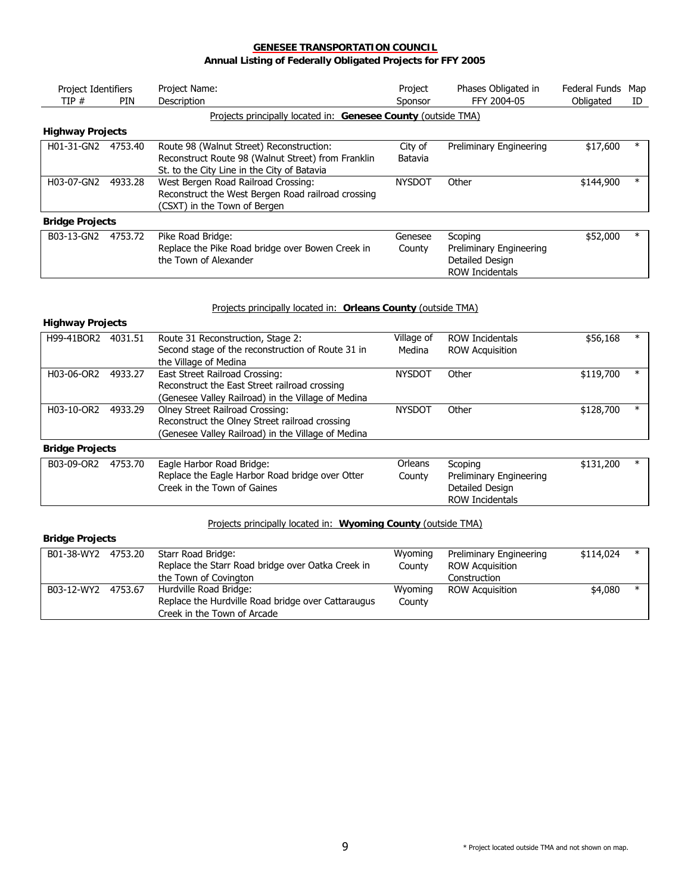**GENESEE TRANSPORTATION COUNCIL**
**Annual Listing of Federally Obligated Projects for FFY 2005**

| Project Identifiers TIP # | PIN | Project Name: Description | Project Sponsor | Phases Obligated in FFY 2004-05 | Federal Funds Obligated | Map ID |
|---|---|---|---|---|---|---|
| | | Projects principally located in: **Genesee County** (outside TMA) | | | | |
| **Highway Projects** | | | | | | |
| H01-31-GN2 | 4753.40 | Route 98 (Walnut Street) Reconstruction: Reconstruct Route 98 (Walnut Street) from Franklin St. to the City Line in the City of Batavia | City of Batavia | Preliminary Engineering | $17,600 | * |
| H03-07-GN2 | 4933.28 | West Bergen Road Railroad Crossing: Reconstruct the West Bergen Road railroad crossing (CSXT) in the Town of Bergen | NYSDOT | Other | $144,900 | * |
| **Bridge Projects** | | | | | | |
| B03-13-GN2 | 4753.72 | Pike Road Bridge: Replace the Pike Road bridge over Bowen Creek in the Town of Alexander | Genesee County | Scoping<br>Preliminary Engineering<br>Detailed Design<br>ROW Incidentals | $52,000 | * |
| | | Projects principally located in: **Orleans County** (outside TMA) | | | | |
| **Highway Projects** | | | | | | |
| H99-41BOR2 | 4031.51 | Route 31 Reconstruction, Stage 2: Second stage of the reconstruction of Route 31 in the Village of Medina | Village of Medina | ROW Incidentals<br>ROW Acquisition | $56,168 | * |
| H03-06-OR2 | 4933.27 | East Street Railroad Crossing: Reconstruct the East Street railroad crossing (Genesee Valley Railroad) in the Village of Medina | NYSDOT | Other | $119,700 | * |
| H03-10-OR2 | 4933.29 | Olney Street Railroad Crossing: Reconstruct the Olney Street railroad crossing (Genesee Valley Railroad) in the Village of Medina | NYSDOT | Other | $128,700 | * |
| **Bridge Projects** | | | | | | |
| B03-09-OR2 | 4753.70 | Eagle Harbor Road Bridge: Replace the Eagle Harbor Road bridge over Otter Creek in the Town of Gaines | Orleans County | Scoping<br>Preliminary Engineering<br>Detailed Design<br>ROW Incidentals | $131,200 | * |
| | | Projects principally located in: **Wyoming County** (outside TMA) | | | | |
| **Bridge Projects** | | | | | | |
| B01-38-WY2 | 4753.20 | Starr Road Bridge: Replace the Starr Road bridge over Oatka Creek in the Town of Covington | Wyoming County | Preliminary Engineering<br>ROW Acquisition<br>Construction | $114,024 | * |
| B03-12-WY2 | 4753.67 | Hurdville Road Bridge: Replace the Hurdville Road bridge over Cattaraugus Creek in the Town of Arcade | Wyoming County | ROW Acquisition | $4,080 | * |

\* Project located outside TMA and not shown on map.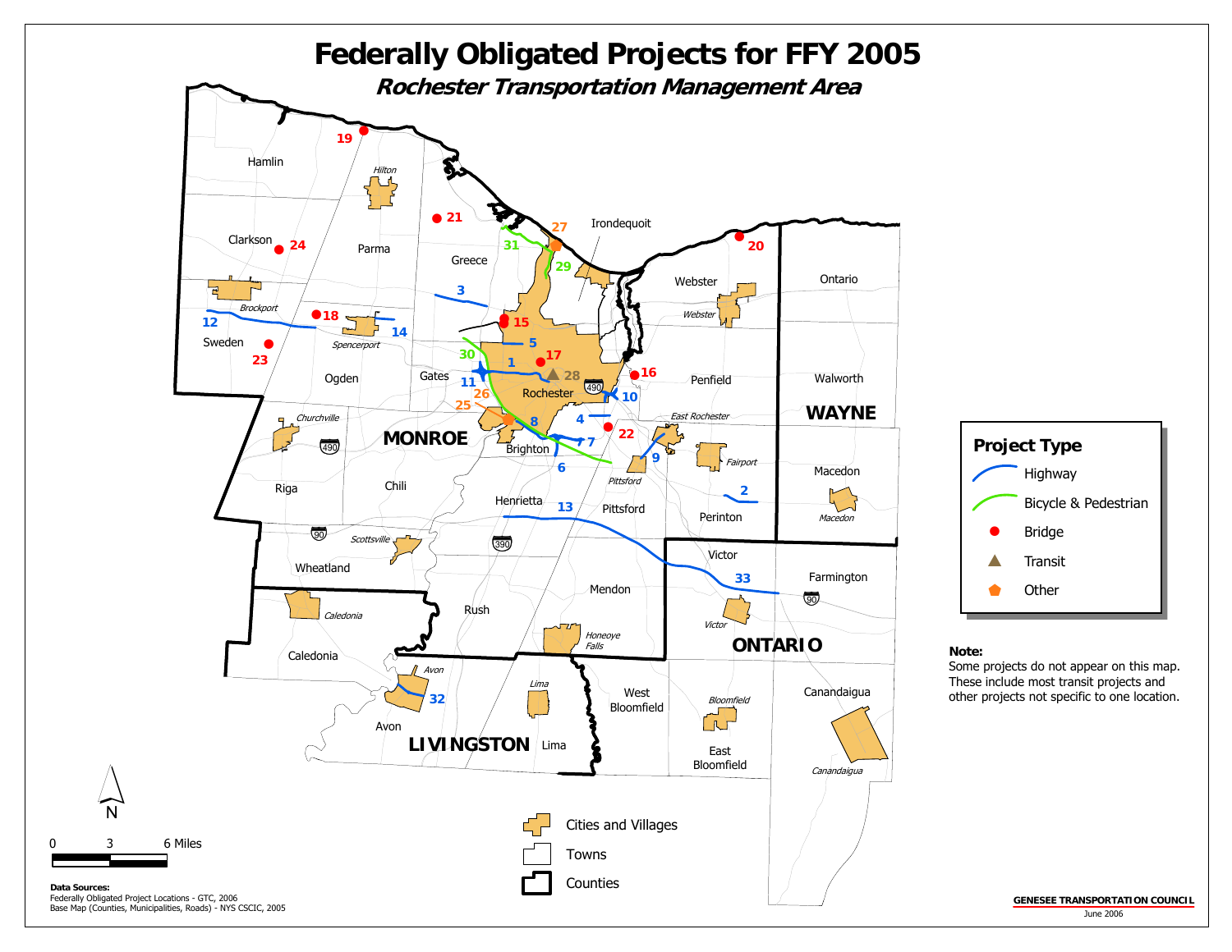# Federally Obligated Projects for FFY 2005

## *Rochester Transportation Management Area*

**Project Type**

- Highway
- Bicycle & Pedestrian
- Bridge
- Transit
- Other

**Note:**
Some projects do not appear on this map. These include most transit projects and other projects not specific to one location.

Cities and Villages

Towns

Counties

0 3 6 Miles

N

**Data Sources:**
Federally Obligated Project Locations - GTC, 2006
Base Map (Counties, Municipalities, Roads) - NYS CSCIC, 2005

**GENESEE TRANSPORTATION COUNCIL**
June 2006